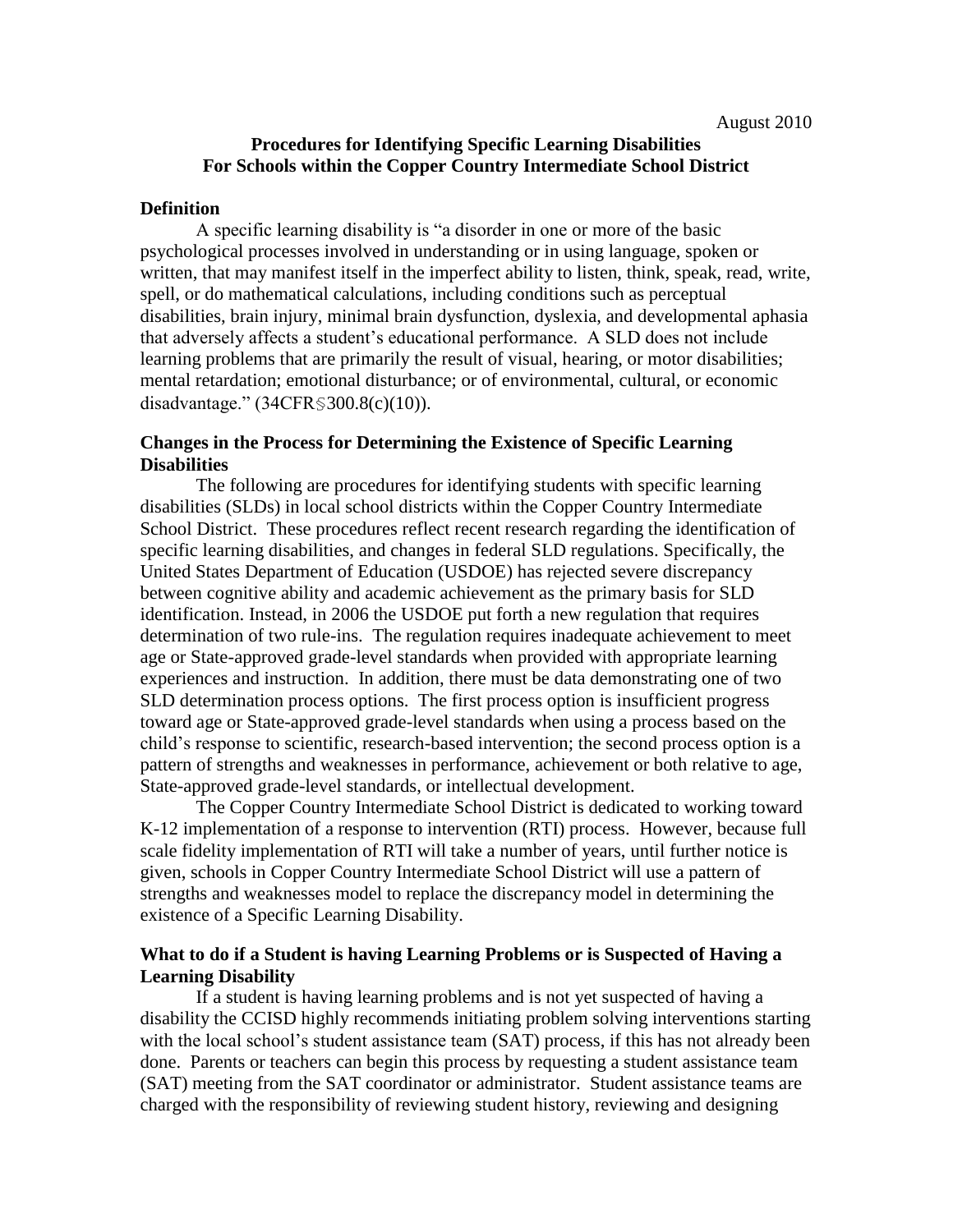August 2010

# Procedures for Identifying Specific Learning Disabilities For Schools within the Copper Country Intermediate School District

## Definition

A specific learning disability is "a disorder in one or more of the basic psychological processes involved in understanding or in using language, spoken or written, that may manifest itself in the imperfect ability to listen, think, speak, read, write, spell, or do mathematical calculations, including conditions such as perceptual disabilities, brain injury, minimal brain dysfunction, dyslexia, and developmental aphasia that adversely affects a student's educational performance. A SLD does not include learning problems that are primarily the result of visual, hearing, or motor disabilities; mental retardation; emotional disturbance; or of environmental, cultural, or economic disadvantage." (34CFR§300.8(c)(10)).

## Changes in the Process for Determining the Existence of Specific Learning Disabilities

The following are procedures for identifying students with specific learning disabilities (SLDs) in local school districts within the Copper Country Intermediate School District. These procedures reflect recent research regarding the identification of specific learning disabilities, and changes in federal SLD regulations. Specifically, the United States Department of Education (USDOE) has rejected severe discrepancy between cognitive ability and academic achievement as the primary basis for SLD identification. Instead, in 2006 the USDOE put forth a new regulation that requires determination of two rule-ins. The regulation requires inadequate achievement to meet age or State-approved grade-level standards when provided with appropriate learning experiences and instruction. In addition, there must be data demonstrating one of two SLD determination process options. The first process option is insufficient progress toward age or State-approved grade-level standards when using a process based on the child's response to scientific, research-based intervention; the second process option is a pattern of strengths and weaknesses in performance, achievement or both relative to age, State-approved grade-level standards, or intellectual development.

The Copper Country Intermediate School District is dedicated to working toward K-12 implementation of a response to intervention (RTI) process. However, because full scale fidelity implementation of RTI will take a number of years, until further notice is given, schools in Copper Country Intermediate School District will use a pattern of strengths and weaknesses model to replace the discrepancy model in determining the existence of a Specific Learning Disability.

## What to do if a Student is having Learning Problems or is Suspected of Having a Learning Disability

If a student is having learning problems and is not yet suspected of having a disability the CCISD highly recommends initiating problem solving interventions starting with the local school's student assistance team (SAT) process, if this has not already been done. Parents or teachers can begin this process by requesting a student assistance team (SAT) meeting from the SAT coordinator or administrator. Student assistance teams are charged with the responsibility of reviewing student history, reviewing and designing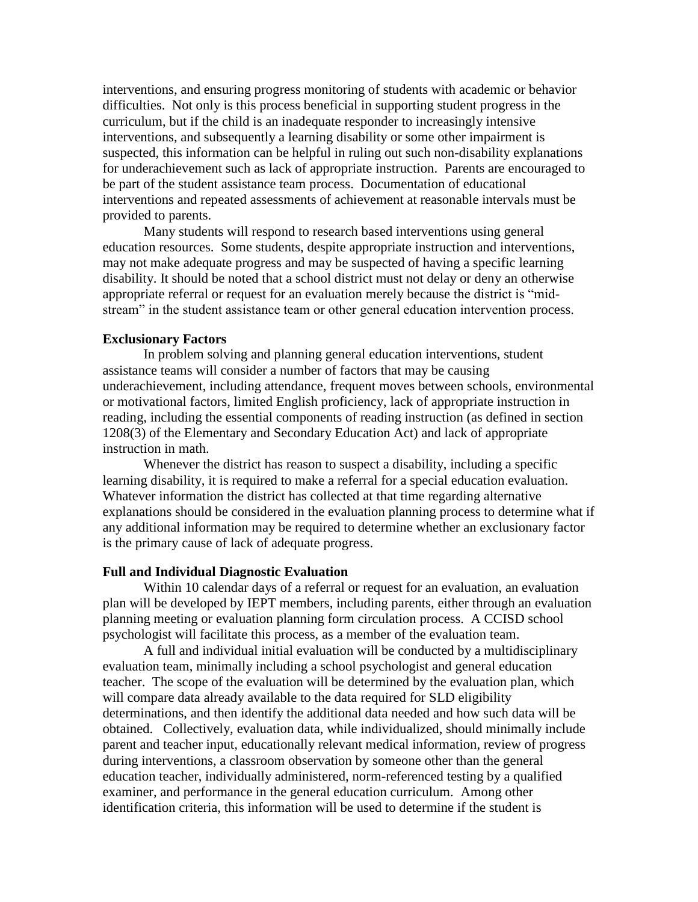interventions, and ensuring progress monitoring of students with academic or behavior difficulties. Not only is this process beneficial in supporting student progress in the curriculum, but if the child is an inadequate responder to increasingly intensive interventions, and subsequently a learning disability or some other impairment is suspected, this information can be helpful in ruling out such non-disability explanations for underachievement such as lack of appropriate instruction. Parents are encouraged to be part of the student assistance team process. Documentation of educational interventions and repeated assessments of achievement at reasonable intervals must be provided to parents.

Many students will respond to research based interventions using general education resources. Some students, despite appropriate instruction and interventions, may not make adequate progress and may be suspected of having a specific learning disability. It should be noted that a school district must not delay or deny an otherwise appropriate referral or request for an evaluation merely because the district is "mid-stream" in the student assistance team or other general education intervention process.

**Exclusionary Factors**

In problem solving and planning general education interventions, student assistance teams will consider a number of factors that may be causing underachievement, including attendance, frequent moves between schools, environmental or motivational factors, limited English proficiency, lack of appropriate instruction in reading, including the essential components of reading instruction (as defined in section 1208(3) of the Elementary and Secondary Education Act) and lack of appropriate instruction in math.

Whenever the district has reason to suspect a disability, including a specific learning disability, it is required to make a referral for a special education evaluation. Whatever information the district has collected at that time regarding alternative explanations should be considered in the evaluation planning process to determine what if any additional information may be required to determine whether an exclusionary factor is the primary cause of lack of adequate progress.

**Full and Individual Diagnostic Evaluation**

Within 10 calendar days of a referral or request for an evaluation, an evaluation plan will be developed by IEPT members, including parents, either through an evaluation planning meeting or evaluation planning form circulation process. A CCISD school psychologist will facilitate this process, as a member of the evaluation team.

A full and individual initial evaluation will be conducted by a multidisciplinary evaluation team, minimally including a school psychologist and general education teacher. The scope of the evaluation will be determined by the evaluation plan, which will compare data already available to the data required for SLD eligibility determinations, and then identify the additional data needed and how such data will be obtained. Collectively, evaluation data, while individualized, should minimally include parent and teacher input, educationally relevant medical information, review of progress during interventions, a classroom observation by someone other than the general education teacher, individually administered, norm-referenced testing by a qualified examiner, and performance in the general education curriculum. Among other identification criteria, this information will be used to determine if the student is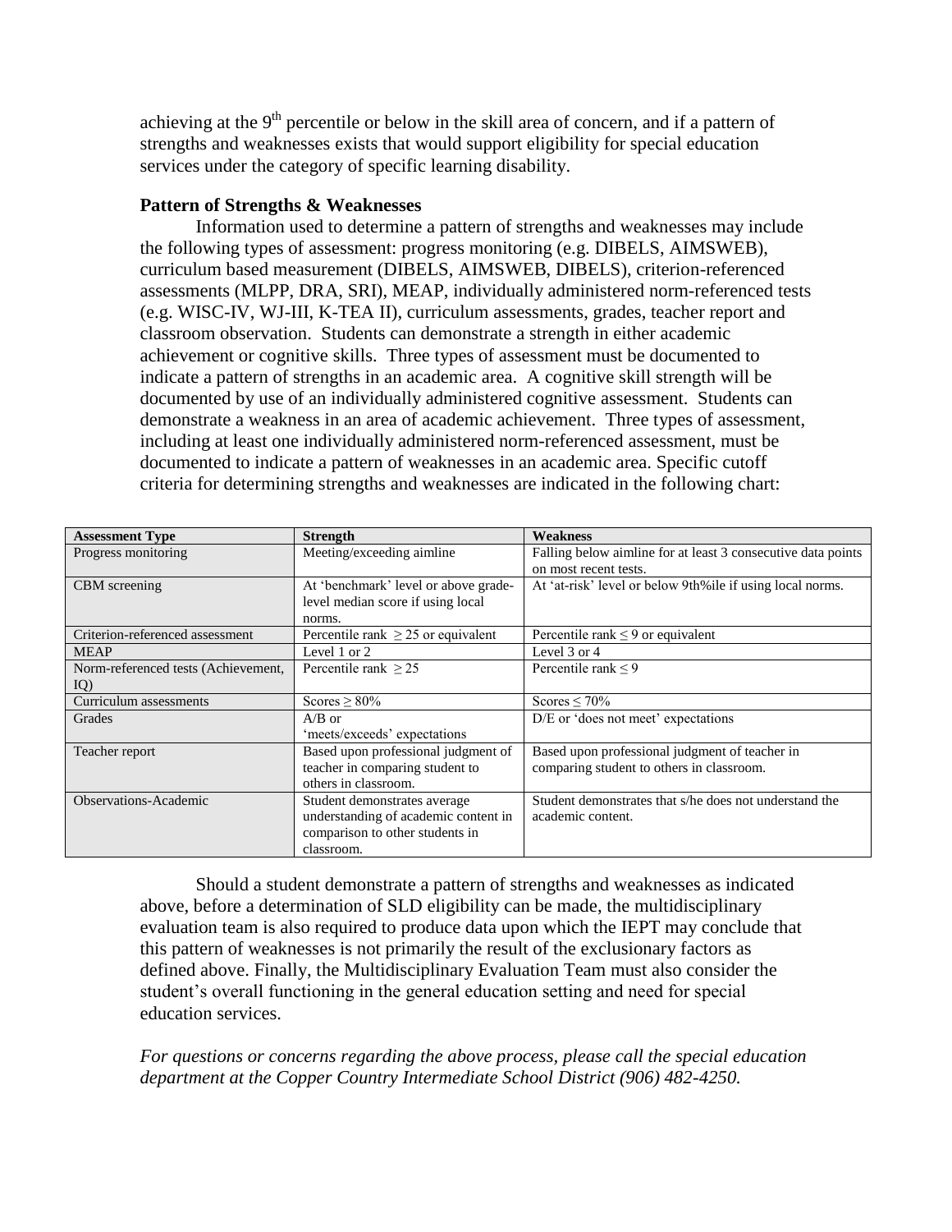achieving at the 9th percentile or below in the skill area of concern, and if a pattern of strengths and weaknesses exists that would support eligibility for special education services under the category of specific learning disability.

**Pattern of Strengths & Weaknesses**

Information used to determine a pattern of strengths and weaknesses may include the following types of assessment: progress monitoring (e.g. DIBELS, AIMSWEB), curriculum based measurement (DIBELS, AIMSWEB, DIBELS), criterion-referenced assessments (MLPP, DRA, SRI), MEAP, individually administered norm-referenced tests (e.g. WISC-IV, WJ-III, K-TEA II), curriculum assessments, grades, teacher report and classroom observation. Students can demonstrate a strength in either academic achievement or cognitive skills. Three types of assessment must be documented to indicate a pattern of strengths in an academic area. A cognitive skill strength will be documented by use of an individually administered cognitive assessment. Students can demonstrate a weakness in an area of academic achievement. Three types of assessment, including at least one individually administered norm-referenced assessment, must be documented to indicate a pattern of weaknesses in an academic area. Specific cutoff criteria for determining strengths and weaknesses are indicated in the following chart:

| Assessment Type | Strength | Weakness |
|---|---|---|
| Progress monitoring | Meeting/exceeding aimline | Falling below aimline for at least 3 consecutive data points on most recent tests. |
| CBM screening | At 'benchmark' level or above grade-level median score if using local norms. | At 'at-risk' level or below 9th%ile if using local norms. |
| Criterion-referenced assessment | Percentile rank $\geq 25$ or equivalent | Percentile rank $\leq 9$ or equivalent |
| MEAP | Level 1 or 2 | Level 3 or 4 |
| Norm-referenced tests (Achievement, IQ) | Percentile rank $\geq 25$ | Percentile rank $\leq 9$ |
| Curriculum assessments | Scores $\geq 80\%$ | Scores $\leq 70\%$ |
| Grades | A/B or 'meets/exceeds' expectations | D/E or 'does not meet' expectations |
| Teacher report | Based upon professional judgment of teacher in comparing student to others in classroom. | Based upon professional judgment of teacher in comparing student to others in classroom. |
| Observations-Academic | Student demonstrates average understanding of academic content in comparison to other students in classroom. | Student demonstrates that s/he does not understand the academic content. |

Should a student demonstrate a pattern of strengths and weaknesses as indicated above, before a determination of SLD eligibility can be made, the multidisciplinary evaluation team is also required to produce data upon which the IEPT may conclude that this pattern of weaknesses is not primarily the result of the exclusionary factors as defined above. Finally, the Multidisciplinary Evaluation Team must also consider the student's overall functioning in the general education setting and need for special education services.

*For questions or concerns regarding the above process, please call the special education department at the Copper Country Intermediate School District (906) 482-4250.*